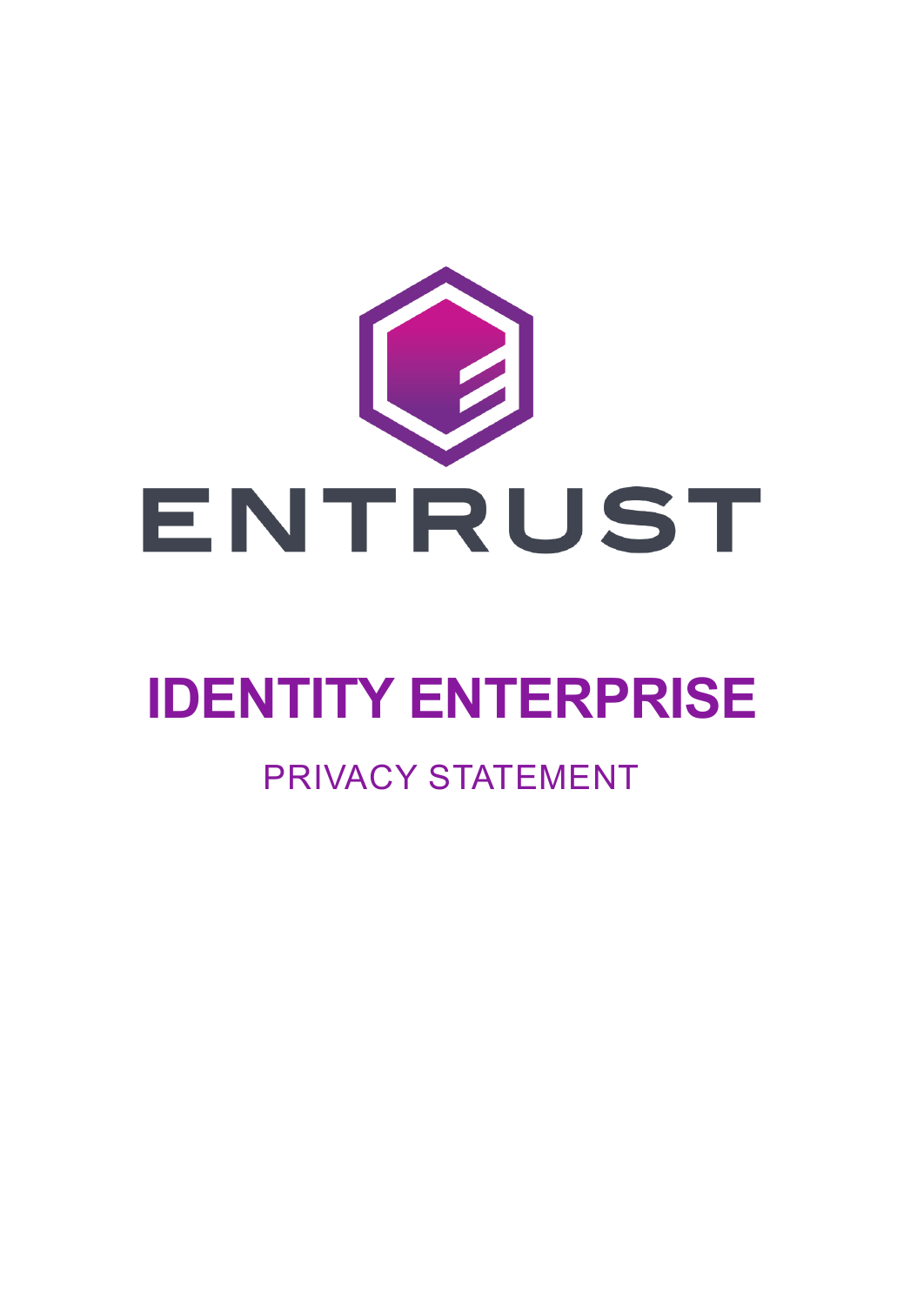ENTRUST

# IDENTITY ENTERPRISE

## PRIVACY STATEMENT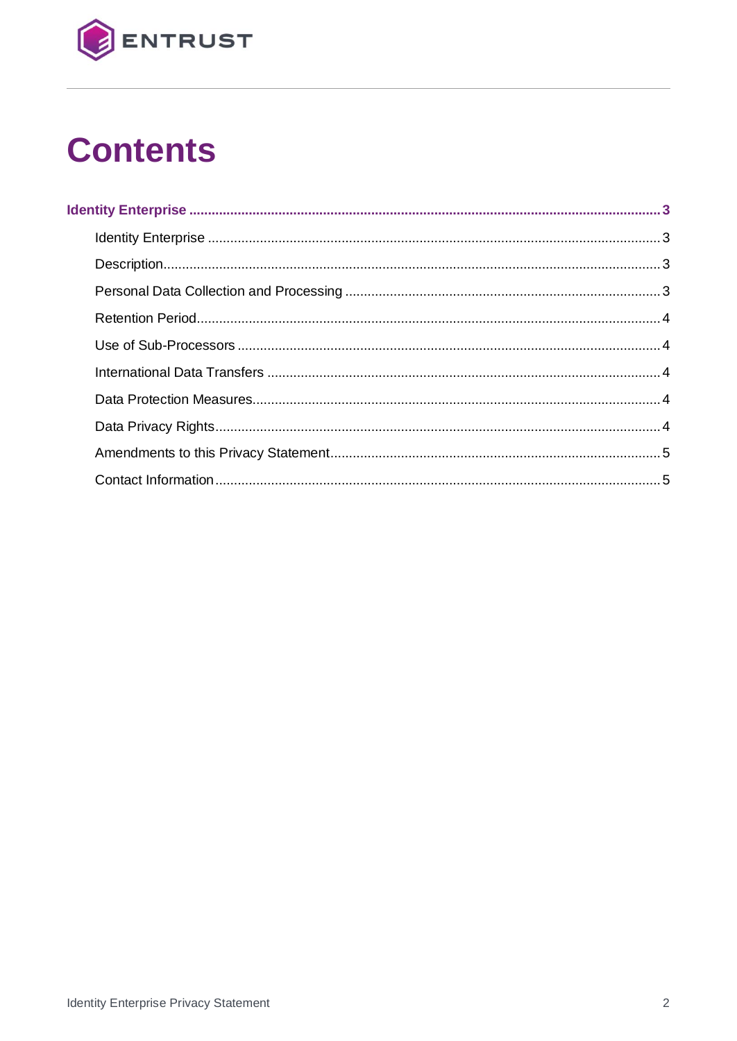# Contents

**Identity Enterprise .......... 3**

- Identity Enterprise .......... 3
- Description .......... 3
- Personal Data Collection and Processing .......... 3
- Retention Period .......... 4
- Use of Sub-Processors .......... 4
- International Data Transfers .......... 4
- Data Protection Measures .......... 4
- Data Privacy Rights .......... 4
- Amendments to this Privacy Statement .......... 5
- Contact Information .......... 5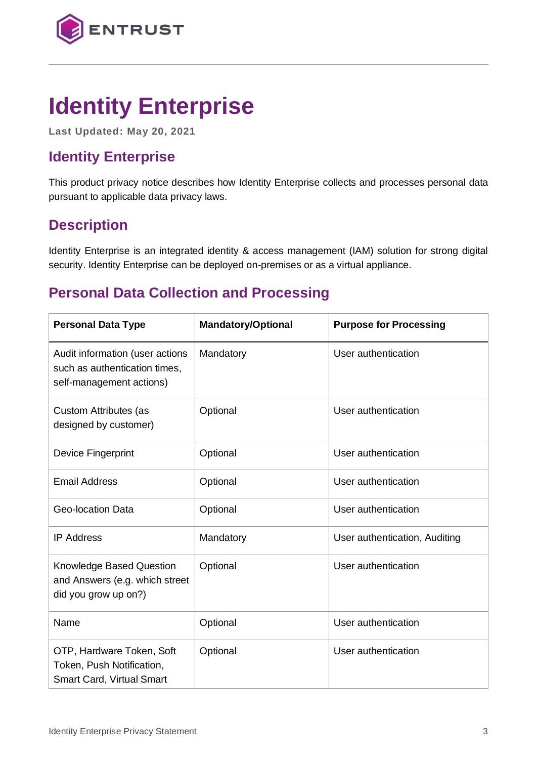# Identity Enterprise

**Last Updated: May 20, 2021**

## Identity Enterprise

This product privacy notice describes how Identity Enterprise collects and processes personal data pursuant to applicable data privacy laws.

## Description

Identity Enterprise is an integrated identity & access management (IAM) solution for strong digital security. Identity Enterprise can be deployed on-premises or as a virtual appliance.

## Personal Data Collection and Processing

| Personal Data Type | Mandatory/Optional | Purpose for Processing |
|---|---|---|
| Audit information (user actions such as authentication times, self-management actions) | Mandatory | User authentication |
| Custom Attributes (as designed by customer) | Optional | User authentication |
| Device Fingerprint | Optional | User authentication |
| Email Address | Optional | User authentication |
| Geo-location Data | Optional | User authentication |
| IP Address | Mandatory | User authentication, Auditing |
| Knowledge Based Question and Answers (e.g. which street did you grow up on?) | Optional | User authentication |
| Name | Optional | User authentication |
| OTP, Hardware Token, Soft Token, Push Notification, Smart Card, Virtual Smart | Optional | User authentication |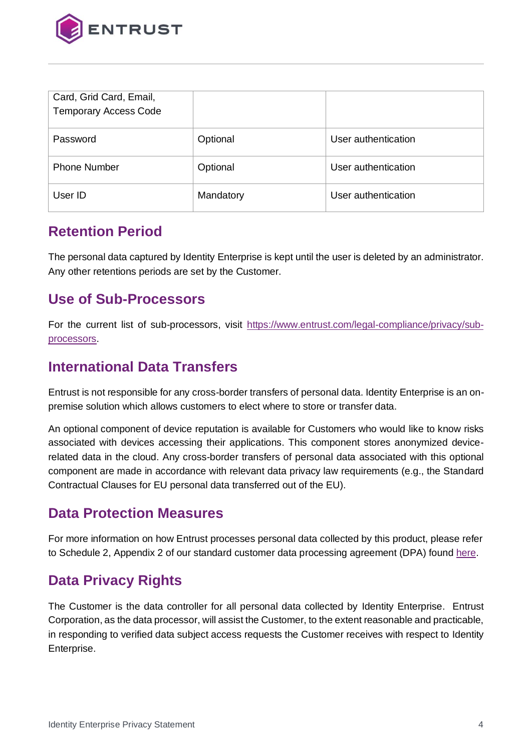| Card, Grid Card, Email, Temporary Access Code | | |
|---|---|---|
| Password | Optional | User authentication |
| Phone Number | Optional | User authentication |
| User ID | Mandatory | User authentication |

## Retention Period

The personal data captured by Identity Enterprise is kept until the user is deleted by an administrator. Any other retentions periods are set by the Customer.

## Use of Sub-Processors

For the current list of sub-processors, visit [https://www.entrust.com/legal-compliance/privacy/sub-processors](https://www.entrust.com/legal-compliance/privacy/sub-processors).

## International Data Transfers

Entrust is not responsible for any cross-border transfers of personal data. Identity Enterprise is an on-premise solution which allows customers to elect where to store or transfer data.

An optional component of device reputation is available for Customers who would like to know risks associated with devices accessing their applications. This component stores anonymized device-related data in the cloud. Any cross-border transfers of personal data associated with this optional component are made in accordance with relevant data privacy law requirements (e.g., the Standard Contractual Clauses for EU personal data transferred out of the EU).

## Data Protection Measures

For more information on how Entrust processes personal data collected by this product, please refer to Schedule 2, Appendix 2 of our standard customer data processing agreement (DPA) found here.

## Data Privacy Rights

The Customer is the data controller for all personal data collected by Identity Enterprise. Entrust Corporation, as the data processor, will assist the Customer, to the extent reasonable and practicable, in responding to verified data subject access requests the Customer receives with respect to Identity Enterprise.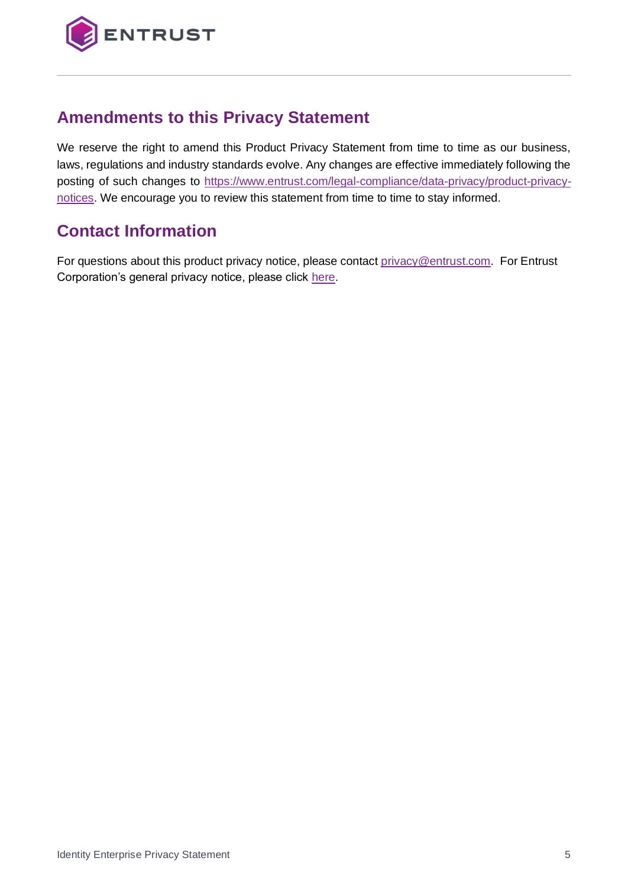## Amendments to this Privacy Statement

We reserve the right to amend this Product Privacy Statement from time to time as our business, laws, regulations and industry standards evolve. Any changes are effective immediately following the posting of such changes to https://www.entrust.com/legal-compliance/data-privacy/product-privacy-notices. We encourage you to review this statement from time to time to stay informed.

## Contact Information

For questions about this product privacy notice, please contact privacy@entrust.com. For Entrust Corporation's general privacy notice, please click here.